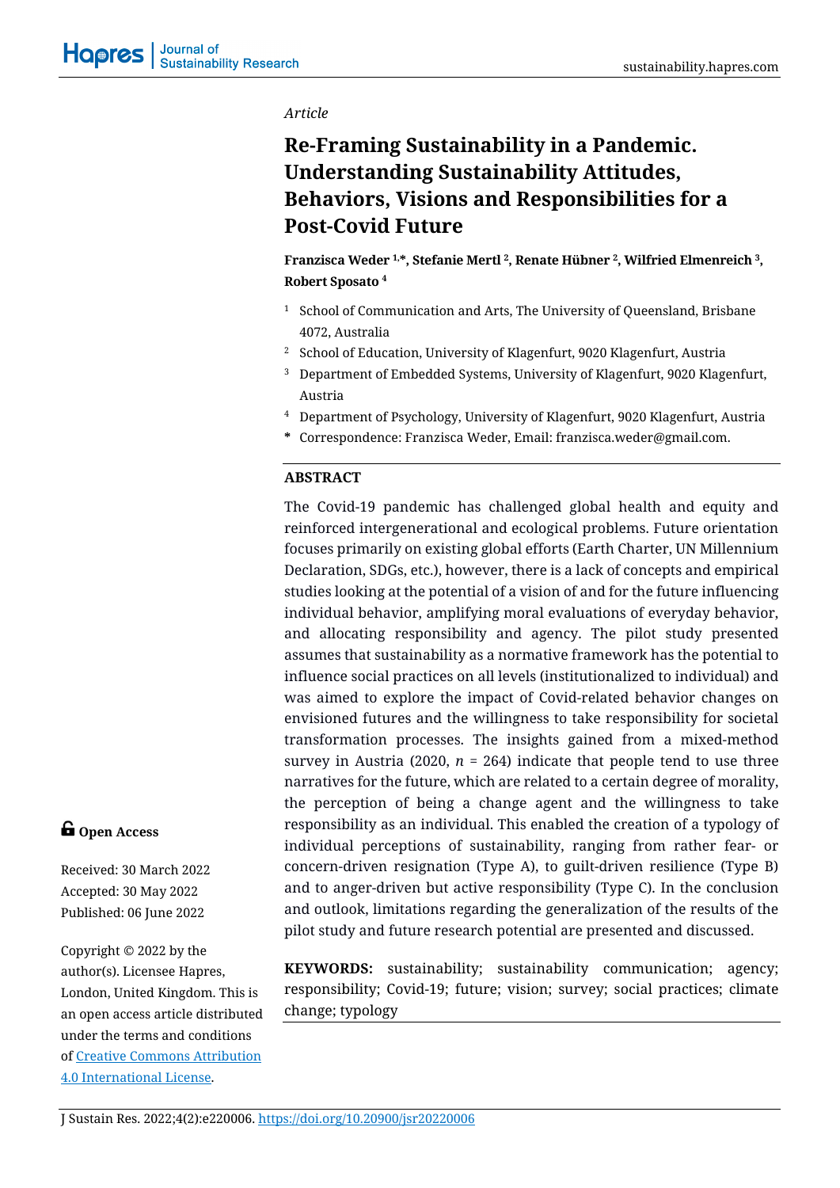*Article*

# Re-Framing Sustainability in a Pandemic. Understanding Sustainability Attitudes, Behaviors, Visions and Responsibilities for a Post-Covid Future

**Franzisca Weder [1,*], Stefanie Mertl [2], Renate Hübner [2], Wilfried Elmenreich [3], Robert Sposato [4]**

[1] School of Communication and Arts, The University of Queensland, Brisbane 4072, Australia

[2] School of Education, University of Klagenfurt, 9020 Klagenfurt, Austria

[3] Department of Embedded Systems, University of Klagenfurt, 9020 Klagenfurt, Austria

[4] Department of Psychology, University of Klagenfurt, 9020 Klagenfurt, Austria

[*] Correspondence: Franzisca Weder, Email: franzisca.weder@gmail.com.

## ABSTRACT

The Covid-19 pandemic has challenged global health and equity and reinforced intergenerational and ecological problems. Future orientation focuses primarily on existing global efforts (Earth Charter, UN Millennium Declaration, SDGs, etc.), however, there is a lack of concepts and empirical studies looking at the potential of a vision of and for the future influencing individual behavior, amplifying moral evaluations of everyday behavior, and allocating responsibility and agency. The pilot study presented assumes that sustainability as a normative framework has the potential to influence social practices on all levels (institutionalized to individual) and was aimed to explore the impact of Covid-related behavior changes on envisioned futures and the willingness to take responsibility for societal transformation processes. The insights gained from a mixed-method survey in Austria (2020, $n$ = 264) indicate that people tend to use three narratives for the future, which are related to a certain degree of morality, the perception of being a change agent and the willingness to take responsibility as an individual. This enabled the creation of a typology of individual perceptions of sustainability, ranging from rather fear- or concern-driven resignation (Type A), to guilt-driven resilience (Type B) and to anger-driven but active responsibility (Type C). In the conclusion and outlook, limitations regarding the generalization of the results of the pilot study and future research potential are presented and discussed.

**KEYWORDS:** sustainability; sustainability communication; agency; responsibility; Covid-19; future; vision; survey; social practices; climate change; typology

**Open Access**

Received: 30 March 2022

Accepted: 30 May 2022

Published: 06 June 2022

Copyright © 2022 by the author(s). Licensee Hapres, London, United Kingdom. This is an open access article distributed under the terms and conditions of Creative Commons Attribution 4.0 International License.

J Sustain Res. 2022;4(2):e220006. https://doi.org/10.20900/jsr20220006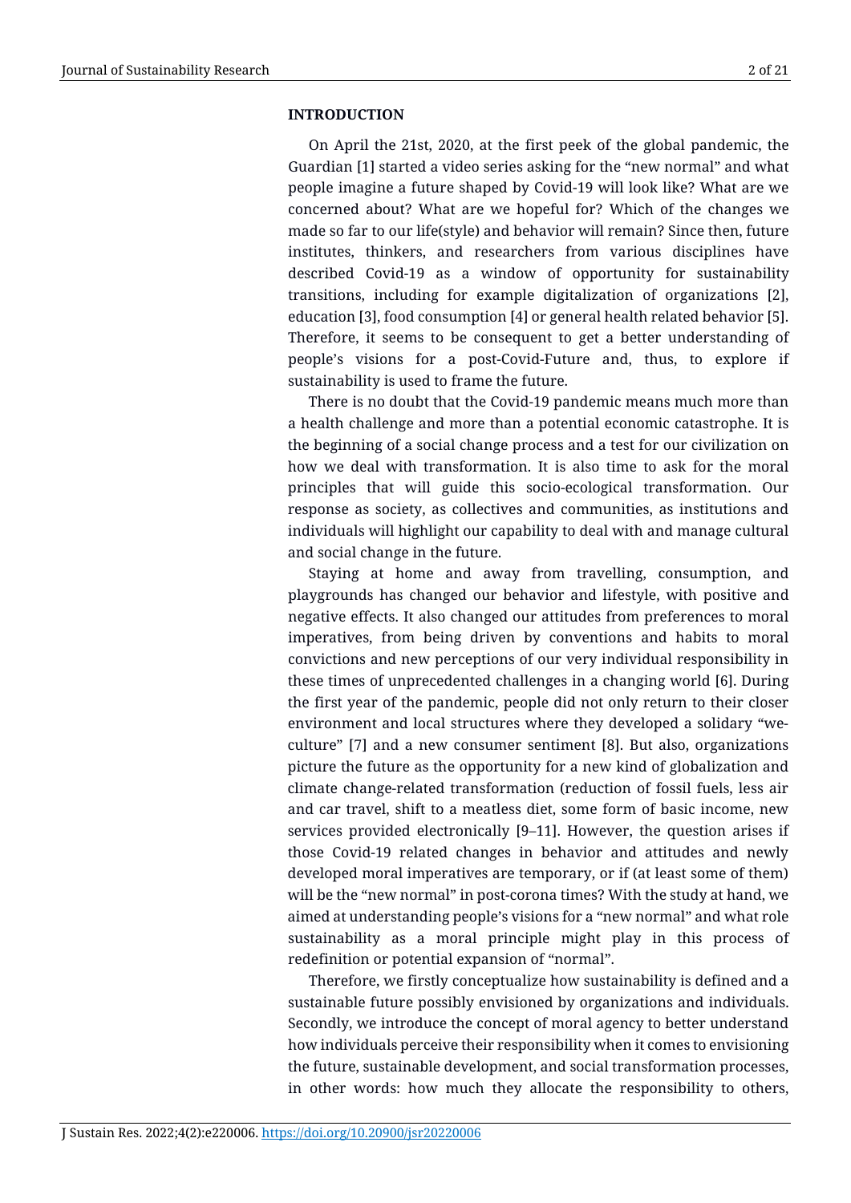## INTRODUCTION

On April the 21st, 2020, at the first peek of the global pandemic, the Guardian [1] started a video series asking for the "new normal" and what people imagine a future shaped by Covid-19 will look like? What are we concerned about? What are we hopeful for? Which of the changes we made so far to our life(style) and behavior will remain? Since then, future institutes, thinkers, and researchers from various disciplines have described Covid-19 as a window of opportunity for sustainability transitions, including for example digitalization of organizations [2], education [3], food consumption [4] or general health related behavior [5]. Therefore, it seems to be consequent to get a better understanding of people's visions for a post-Covid-Future and, thus, to explore if sustainability is used to frame the future.

There is no doubt that the Covid-19 pandemic means much more than a health challenge and more than a potential economic catastrophe. It is the beginning of a social change process and a test for our civilization on how we deal with transformation. It is also time to ask for the moral principles that will guide this socio-ecological transformation. Our response as society, as collectives and communities, as institutions and individuals will highlight our capability to deal with and manage cultural and social change in the future.

Staying at home and away from travelling, consumption, and playgrounds has changed our behavior and lifestyle, with positive and negative effects. It also changed our attitudes from preferences to moral imperatives, from being driven by conventions and habits to moral convictions and new perceptions of our very individual responsibility in these times of unprecedented challenges in a changing world [6]. During the first year of the pandemic, people did not only return to their closer environment and local structures where they developed a solidary "we-culture" [7] and a new consumer sentiment [8]. But also, organizations picture the future as the opportunity for a new kind of globalization and climate change-related transformation (reduction of fossil fuels, less air and car travel, shift to a meatless diet, some form of basic income, new services provided electronically [9–11]. However, the question arises if those Covid-19 related changes in behavior and attitudes and newly developed moral imperatives are temporary, or if (at least some of them) will be the "new normal" in post-corona times? With the study at hand, we aimed at understanding people's visions for a "new normal" and what role sustainability as a moral principle might play in this process of redefinition or potential expansion of "normal".

Therefore, we firstly conceptualize how sustainability is defined and a sustainable future possibly envisioned by organizations and individuals. Secondly, we introduce the concept of moral agency to better understand how individuals perceive their responsibility when it comes to envisioning the future, sustainable development, and social transformation processes, in other words: how much they allocate the responsibility to others,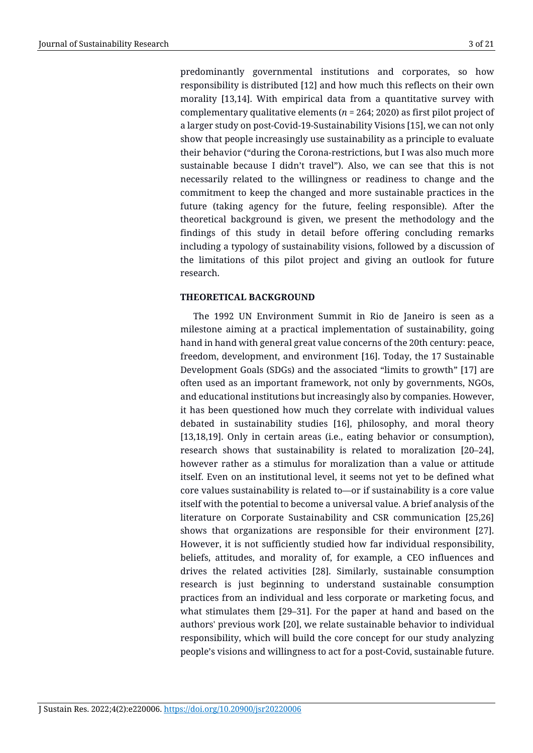predominantly governmental institutions and corporates, so how responsibility is distributed [12] and how much this reflects on their own morality [13,14]. With empirical data from a quantitative survey with complementary qualitative elements (*n* = 264; 2020) as first pilot project of a larger study on post-Covid-19-Sustainability Visions [15], we can not only show that people increasingly use sustainability as a principle to evaluate their behavior ("during the Corona-restrictions, but I was also much more sustainable because I didn't travel"). Also, we can see that this is not necessarily related to the willingness or readiness to change and the commitment to keep the changed and more sustainable practices in the future (taking agency for the future, feeling responsible). After the theoretical background is given, we present the methodology and the findings of this study in detail before offering concluding remarks including a typology of sustainability visions, followed by a discussion of the limitations of this pilot project and giving an outlook for future research.

## THEORETICAL BACKGROUND

The 1992 UN Environment Summit in Rio de Janeiro is seen as a milestone aiming at a practical implementation of sustainability, going hand in hand with general great value concerns of the 20th century: peace, freedom, development, and environment [16]. Today, the 17 Sustainable Development Goals (SDGs) and the associated "limits to growth" [17] are often used as an important framework, not only by governments, NGOs, and educational institutions but increasingly also by companies. However, it has been questioned how much they correlate with individual values debated in sustainability studies [16], philosophy, and moral theory [13,18,19]. Only in certain areas (i.e., eating behavior or consumption), research shows that sustainability is related to moralization [20–24], however rather as a stimulus for moralization than a value or attitude itself. Even on an institutional level, it seems not yet to be defined what core values sustainability is related to—or if sustainability is a core value itself with the potential to become a universal value. A brief analysis of the literature on Corporate Sustainability and CSR communication [25,26] shows that organizations are responsible for their environment [27]. However, it is not sufficiently studied how far individual responsibility, beliefs, attitudes, and morality of, for example, a CEO influences and drives the related activities [28]. Similarly, sustainable consumption research is just beginning to understand sustainable consumption practices from an individual and less corporate or marketing focus, and what stimulates them [29–31]. For the paper at hand and based on the authors' previous work [20], we relate sustainable behavior to individual responsibility, which will build the core concept for our study analyzing people's visions and willingness to act for a post-Covid, sustainable future.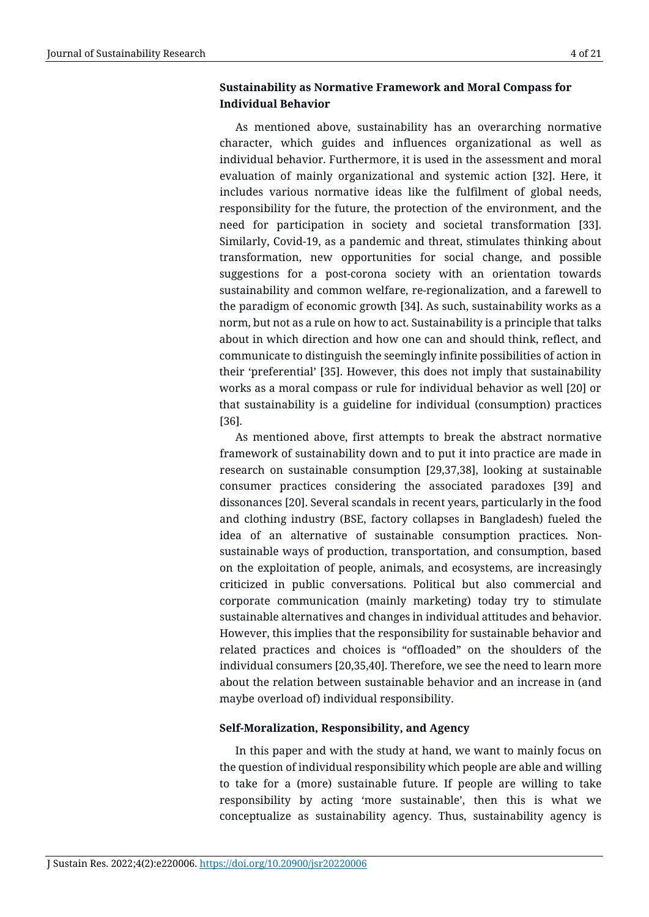### Sustainability as Normative Framework and Moral Compass for Individual Behavior

As mentioned above, sustainability has an overarching normative character, which guides and influences organizational as well as individual behavior. Furthermore, it is used in the assessment and moral evaluation of mainly organizational and systemic action [32]. Here, it includes various normative ideas like the fulfilment of global needs, responsibility for the future, the protection of the environment, and the need for participation in society and societal transformation [33]. Similarly, Covid-19, as a pandemic and threat, stimulates thinking about transformation, new opportunities for social change, and possible suggestions for a post-corona society with an orientation towards sustainability and common welfare, re-regionalization, and a farewell to the paradigm of economic growth [34]. As such, sustainability works as a norm, but not as a rule on how to act. Sustainability is a principle that talks about in which direction and how one can and should think, reflect, and communicate to distinguish the seemingly infinite possibilities of action in their 'preferential' [35]. However, this does not imply that sustainability works as a moral compass or rule for individual behavior as well [20] or that sustainability is a guideline for individual (consumption) practices [36].

As mentioned above, first attempts to break the abstract normative framework of sustainability down and to put it into practice are made in research on sustainable consumption [29,37,38], looking at sustainable consumer practices considering the associated paradoxes [39] and dissonances [20]. Several scandals in recent years, particularly in the food and clothing industry (BSE, factory collapses in Bangladesh) fueled the idea of an alternative of sustainable consumption practices. Non-sustainable ways of production, transportation, and consumption, based on the exploitation of people, animals, and ecosystems, are increasingly criticized in public conversations. Political but also commercial and corporate communication (mainly marketing) today try to stimulate sustainable alternatives and changes in individual attitudes and behavior. However, this implies that the responsibility for sustainable behavior and related practices and choices is "offloaded" on the shoulders of the individual consumers [20,35,40]. Therefore, we see the need to learn more about the relation between sustainable behavior and an increase in (and maybe overload of) individual responsibility.

### Self-Moralization, Responsibility, and Agency

In this paper and with the study at hand, we want to mainly focus on the question of individual responsibility which people are able and willing to take for a (more) sustainable future. If people are willing to take responsibility by acting 'more sustainable', then this is what we conceptualize as sustainability agency. Thus, sustainability agency is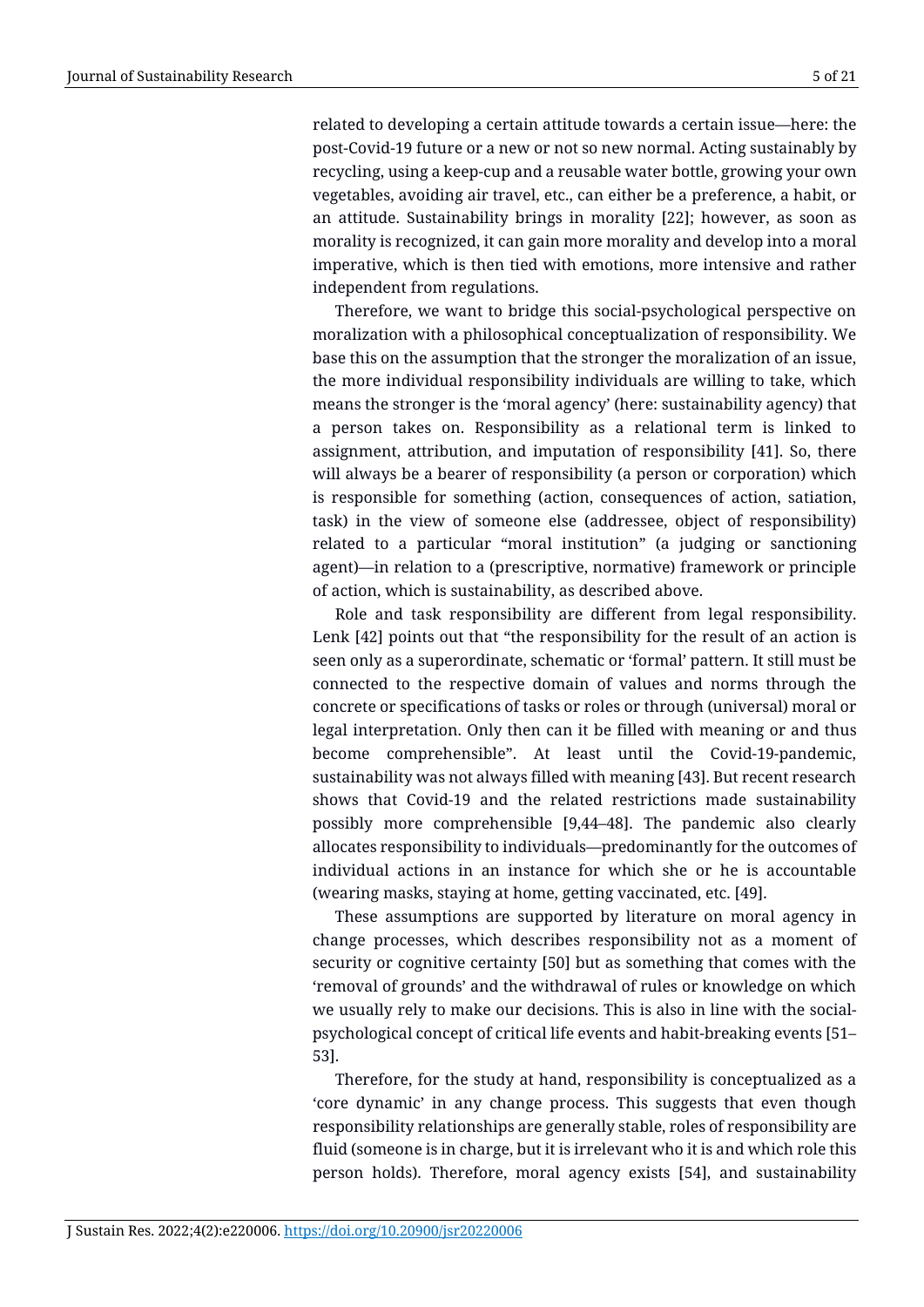related to developing a certain attitude towards a certain issue—here: the post-Covid-19 future or a new or not so new normal. Acting sustainably by recycling, using a keep-cup and a reusable water bottle, growing your own vegetables, avoiding air travel, etc., can either be a preference, a habit, or an attitude. Sustainability brings in morality [22]; however, as soon as morality is recognized, it can gain more morality and develop into a moral imperative, which is then tied with emotions, more intensive and rather independent from regulations.

Therefore, we want to bridge this social-psychological perspective on moralization with a philosophical conceptualization of responsibility. We base this on the assumption that the stronger the moralization of an issue, the more individual responsibility individuals are willing to take, which means the stronger is the 'moral agency' (here: sustainability agency) that a person takes on. Responsibility as a relational term is linked to assignment, attribution, and imputation of responsibility [41]. So, there will always be a bearer of responsibility (a person or corporation) which is responsible for something (action, consequences of action, satiation, task) in the view of someone else (addressee, object of responsibility) related to a particular "moral institution" (a judging or sanctioning agent)—in relation to a (prescriptive, normative) framework or principle of action, which is sustainability, as described above.

Role and task responsibility are different from legal responsibility. Lenk [42] points out that "the responsibility for the result of an action is seen only as a superordinate, schematic or 'formal' pattern. It still must be connected to the respective domain of values and norms through the concrete or specifications of tasks or roles or through (universal) moral or legal interpretation. Only then can it be filled with meaning or and thus become comprehensible". At least until the Covid-19-pandemic, sustainability was not always filled with meaning [43]. But recent research shows that Covid-19 and the related restrictions made sustainability possibly more comprehensible [9,44–48]. The pandemic also clearly allocates responsibility to individuals—predominantly for the outcomes of individual actions in an instance for which she or he is accountable (wearing masks, staying at home, getting vaccinated, etc. [49].

These assumptions are supported by literature on moral agency in change processes, which describes responsibility not as a moment of security or cognitive certainty [50] but as something that comes with the 'removal of grounds' and the withdrawal of rules or knowledge on which we usually rely to make our decisions. This is also in line with the social-psychological concept of critical life events and habit-breaking events [51–53].

Therefore, for the study at hand, responsibility is conceptualized as a 'core dynamic' in any change process. This suggests that even though responsibility relationships are generally stable, roles of responsibility are fluid (someone is in charge, but it is irrelevant who it is and which role this person holds). Therefore, moral agency exists [54], and sustainability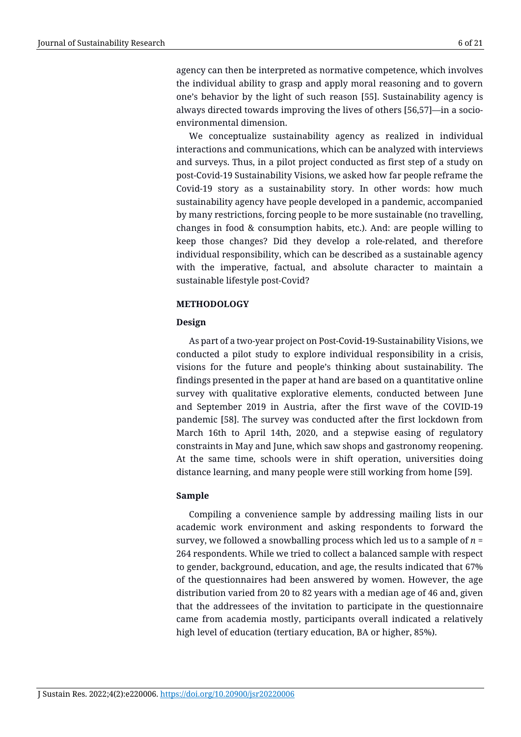agency can then be interpreted as normative competence, which involves the individual ability to grasp and apply moral reasoning and to govern one's behavior by the light of such reason [55]. Sustainability agency is always directed towards improving the lives of others [56,57]—in a socio-environmental dimension.

We conceptualize sustainability agency as realized in individual interactions and communications, which can be analyzed with interviews and surveys. Thus, in a pilot project conducted as first step of a study on post-Covid-19 Sustainability Visions, we asked how far people reframe the Covid-19 story as a sustainability story. In other words: how much sustainability agency have people developed in a pandemic, accompanied by many restrictions, forcing people to be more sustainable (no travelling, changes in food & consumption habits, etc.). And: are people willing to keep those changes? Did they develop a role-related, and therefore individual responsibility, which can be described as a sustainable agency with the imperative, factual, and absolute character to maintain a sustainable lifestyle post-Covid?

## METHODOLOGY

### Design

As part of a two-year project on Post-Covid-19-Sustainability Visions, we conducted a pilot study to explore individual responsibility in a crisis, visions for the future and people's thinking about sustainability. The findings presented in the paper at hand are based on a quantitative online survey with qualitative explorative elements, conducted between June and September 2019 in Austria, after the first wave of the COVID-19 pandemic [58]. The survey was conducted after the first lockdown from March 16th to April 14th, 2020, and a stepwise easing of regulatory constraints in May and June, which saw shops and gastronomy reopening. At the same time, schools were in shift operation, universities doing distance learning, and many people were still working from home [59].

### Sample

Compiling a convenience sample by addressing mailing lists in our academic work environment and asking respondents to forward the survey, we followed a snowballing process which led us to a sample of $n$ = 264 respondents. While we tried to collect a balanced sample with respect to gender, background, education, and age, the results indicated that 67% of the questionnaires had been answered by women. However, the age distribution varied from 20 to 82 years with a median age of 46 and, given that the addressees of the invitation to participate in the questionnaire came from academia mostly, participants overall indicated a relatively high level of education (tertiary education, BA or higher, 85%).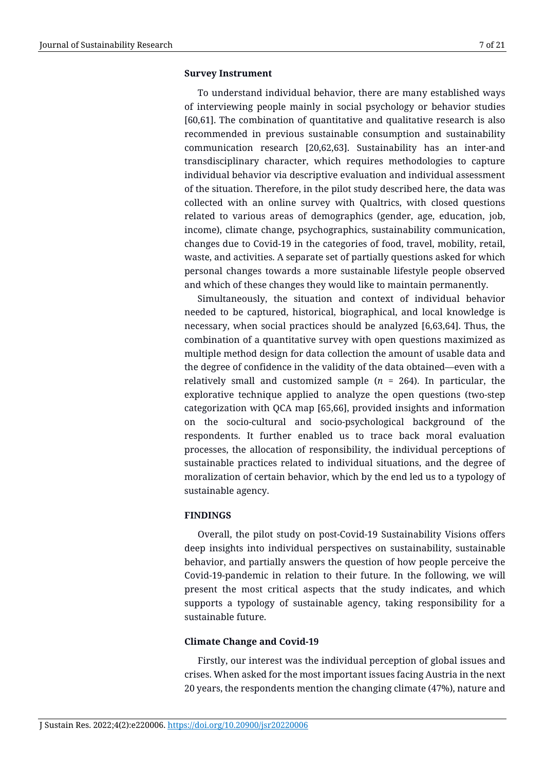### Survey Instrument

To understand individual behavior, there are many established ways of interviewing people mainly in social psychology or behavior studies [60,61]. The combination of quantitative and qualitative research is also recommended in previous sustainable consumption and sustainability communication research [20,62,63]. Sustainability has an inter-and transdisciplinary character, which requires methodologies to capture individual behavior via descriptive evaluation and individual assessment of the situation. Therefore, in the pilot study described here, the data was collected with an online survey with Qualtrics, with closed questions related to various areas of demographics (gender, age, education, job, income), climate change, psychographics, sustainability communication, changes due to Covid-19 in the categories of food, travel, mobility, retail, waste, and activities. A separate set of partially questions asked for which personal changes towards a more sustainable lifestyle people observed and which of these changes they would like to maintain permanently.

Simultaneously, the situation and context of individual behavior needed to be captured, historical, biographical, and local knowledge is necessary, when social practices should be analyzed [6,63,64]. Thus, the combination of a quantitative survey with open questions maximized as multiple method design for data collection the amount of usable data and the degree of confidence in the validity of the data obtained—even with a relatively small and customized sample ($n$ = 264). In particular, the explorative technique applied to analyze the open questions (two-step categorization with QCA map [65,66], provided insights and information on the socio-cultural and socio-psychological background of the respondents. It further enabled us to trace back moral evaluation processes, the allocation of responsibility, the individual perceptions of sustainable practices related to individual situations, and the degree of moralization of certain behavior, which by the end led us to a typology of sustainable agency.

## FINDINGS

Overall, the pilot study on post-Covid-19 Sustainability Visions offers deep insights into individual perspectives on sustainability, sustainable behavior, and partially answers the question of how people perceive the Covid-19-pandemic in relation to their future. In the following, we will present the most critical aspects that the study indicates, and which supports a typology of sustainable agency, taking responsibility for a sustainable future.

### Climate Change and Covid-19

Firstly, our interest was the individual perception of global issues and crises. When asked for the most important issues facing Austria in the next 20 years, the respondents mention the changing climate (47%), nature and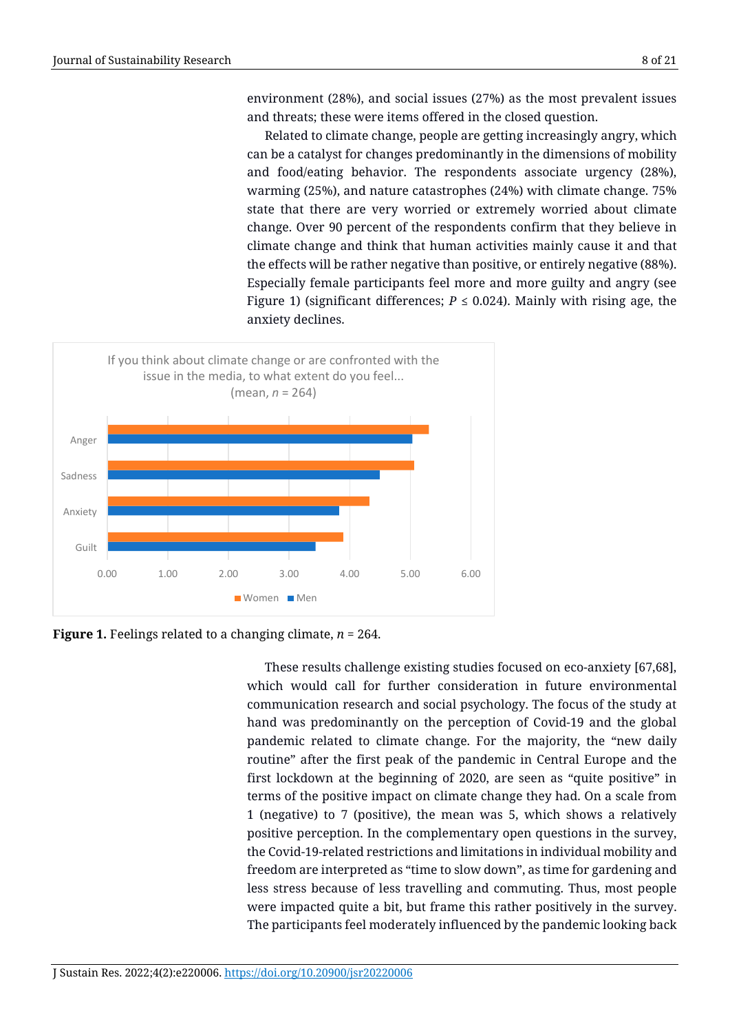environment (28%), and social issues (27%) as the most prevalent issues and threats; these were items offered in the closed question.

Related to climate change, people are getting increasingly angry, which can be a catalyst for changes predominantly in the dimensions of mobility and food/eating behavior. The respondents associate urgency (28%), warming (25%), and nature catastrophes (24%) with climate change. 75% state that there are very worried or extremely worried about climate change. Over 90 percent of the respondents confirm that they believe in climate change and think that human activities mainly cause it and that the effects will be rather negative than positive, or entirely negative (88%). Especially female participants feel more and more guilty and angry (see Figure 1) (significant differences; $P \leq 0.024$). Mainly with rising age, the anxiety declines.

**Figure 1.** Feelings related to a changing climate, $n$ = 264.

These results challenge existing studies focused on eco-anxiety [67,68], which would call for further consideration in future environmental communication research and social psychology. The focus of the study at hand was predominantly on the perception of Covid-19 and the global pandemic related to climate change. For the majority, the "new daily routine" after the first peak of the pandemic in Central Europe and the first lockdown at the beginning of 2020, are seen as "quite positive" in terms of the positive impact on climate change they had. On a scale from 1 (negative) to 7 (positive), the mean was 5, which shows a relatively positive perception. In the complementary open questions in the survey, the Covid-19-related restrictions and limitations in individual mobility and freedom are interpreted as "time to slow down", as time for gardening and less stress because of less travelling and commuting. Thus, most people were impacted quite a bit, but frame this rather positively in the survey. The participants feel moderately influenced by the pandemic looking back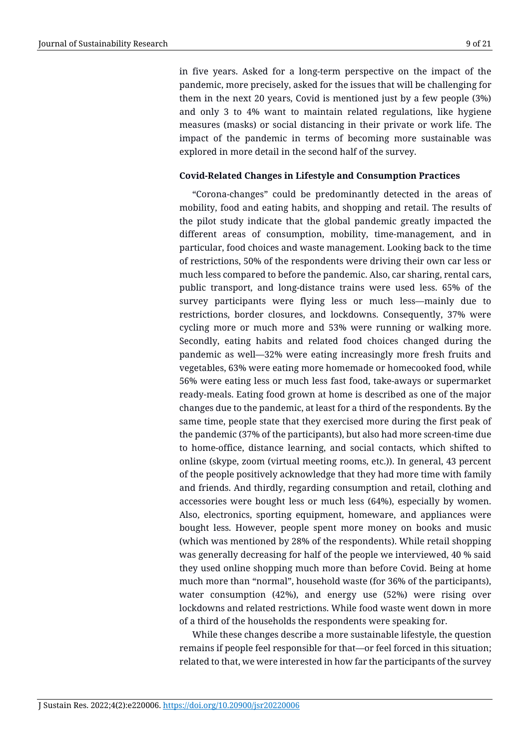in five years. Asked for a long-term perspective on the impact of the pandemic, more precisely, asked for the issues that will be challenging for them in the next 20 years, Covid is mentioned just by a few people (3%) and only 3 to 4% want to maintain related regulations, like hygiene measures (masks) or social distancing in their private or work life. The impact of the pandemic in terms of becoming more sustainable was explored in more detail in the second half of the survey.

### Covid-Related Changes in Lifestyle and Consumption Practices

"Corona-changes" could be predominantly detected in the areas of mobility, food and eating habits, and shopping and retail. The results of the pilot study indicate that the global pandemic greatly impacted the different areas of consumption, mobility, time-management, and in particular, food choices and waste management. Looking back to the time of restrictions, 50% of the respondents were driving their own car less or much less compared to before the pandemic. Also, car sharing, rental cars, public transport, and long-distance trains were used less. 65% of the survey participants were flying less or much less—mainly due to restrictions, border closures, and lockdowns. Consequently, 37% were cycling more or much more and 53% were running or walking more. Secondly, eating habits and related food choices changed during the pandemic as well—32% were eating increasingly more fresh fruits and vegetables, 63% were eating more homemade or homecooked food, while 56% were eating less or much less fast food, take-aways or supermarket ready-meals. Eating food grown at home is described as one of the major changes due to the pandemic, at least for a third of the respondents. By the same time, people state that they exercised more during the first peak of the pandemic (37% of the participants), but also had more screen-time due to home-office, distance learning, and social contacts, which shifted to online (skype, zoom (virtual meeting rooms, etc.)). In general, 43 percent of the people positively acknowledge that they had more time with family and friends. And thirdly, regarding consumption and retail, clothing and accessories were bought less or much less (64%), especially by women. Also, electronics, sporting equipment, homeware, and appliances were bought less. However, people spent more money on books and music (which was mentioned by 28% of the respondents). While retail shopping was generally decreasing for half of the people we interviewed, 40 % said they used online shopping much more than before Covid. Being at home much more than "normal", household waste (for 36% of the participants), water consumption (42%), and energy use (52%) were rising over lockdowns and related restrictions. While food waste went down in more of a third of the households the respondents were speaking for.

While these changes describe a more sustainable lifestyle, the question remains if people feel responsible for that—or feel forced in this situation; related to that, we were interested in how far the participants of the survey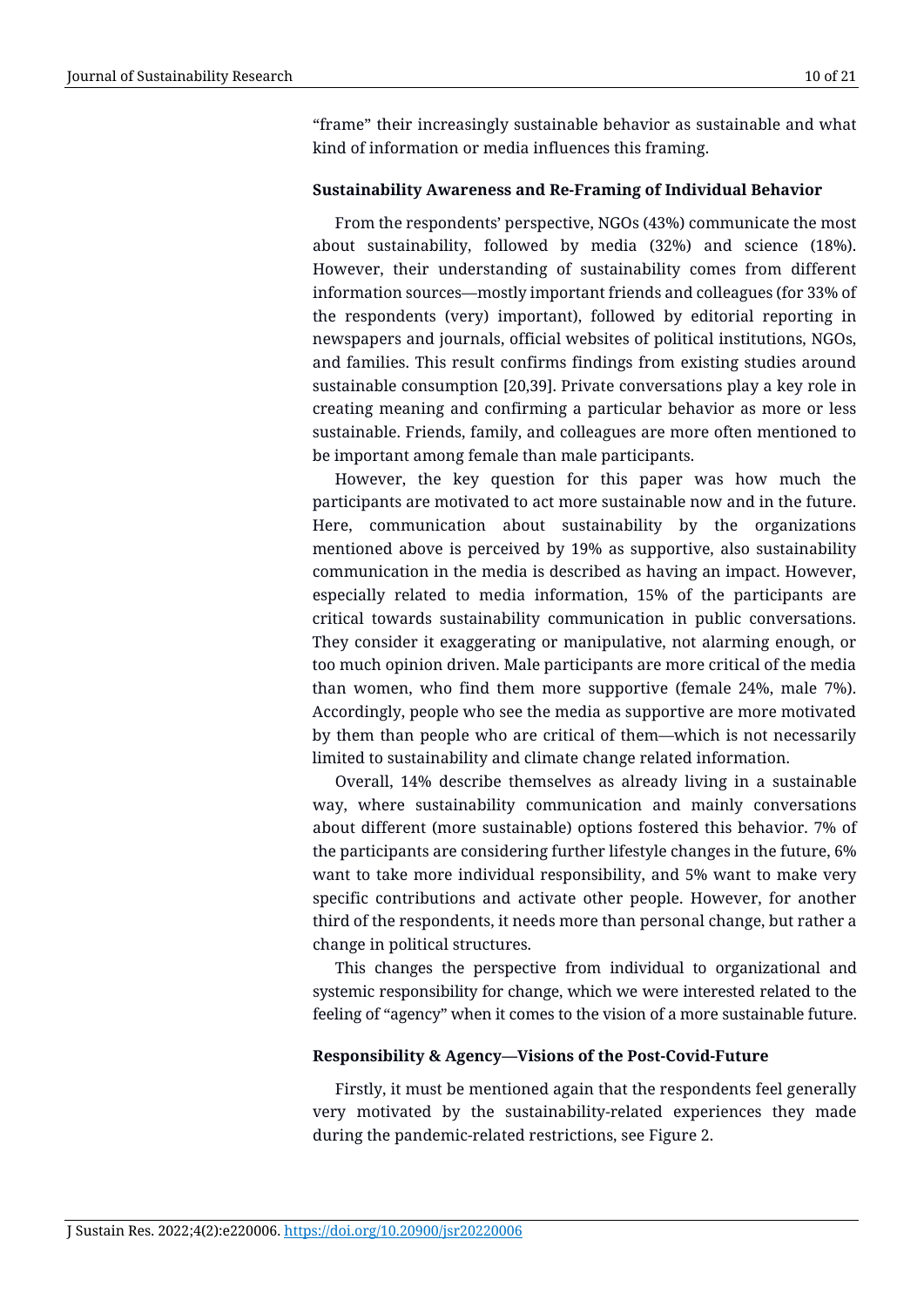"frame" their increasingly sustainable behavior as sustainable and what kind of information or media influences this framing.

**Sustainability Awareness and Re-Framing of Individual Behavior**

From the respondents' perspective, NGOs (43%) communicate the most about sustainability, followed by media (32%) and science (18%). However, their understanding of sustainability comes from different information sources—mostly important friends and colleagues (for 33% of the respondents (very) important), followed by editorial reporting in newspapers and journals, official websites of political institutions, NGOs, and families. This result confirms findings from existing studies around sustainable consumption [20,39]. Private conversations play a key role in creating meaning and confirming a particular behavior as more or less sustainable. Friends, family, and colleagues are more often mentioned to be important among female than male participants.

However, the key question for this paper was how much the participants are motivated to act more sustainable now and in the future. Here, communication about sustainability by the organizations mentioned above is perceived by 19% as supportive, also sustainability communication in the media is described as having an impact. However, especially related to media information, 15% of the participants are critical towards sustainability communication in public conversations. They consider it exaggerating or manipulative, not alarming enough, or too much opinion driven. Male participants are more critical of the media than women, who find them more supportive (female 24%, male 7%). Accordingly, people who see the media as supportive are more motivated by them than people who are critical of them—which is not necessarily limited to sustainability and climate change related information.

Overall, 14% describe themselves as already living in a sustainable way, where sustainability communication and mainly conversations about different (more sustainable) options fostered this behavior. 7% of the participants are considering further lifestyle changes in the future, 6% want to take more individual responsibility, and 5% want to make very specific contributions and activate other people. However, for another third of the respondents, it needs more than personal change, but rather a change in political structures.

This changes the perspective from individual to organizational and systemic responsibility for change, which we were interested related to the feeling of "agency" when it comes to the vision of a more sustainable future.

**Responsibility & Agency—Visions of the Post-Covid-Future**

Firstly, it must be mentioned again that the respondents feel generally very motivated by the sustainability-related experiences they made during the pandemic-related restrictions, see Figure 2.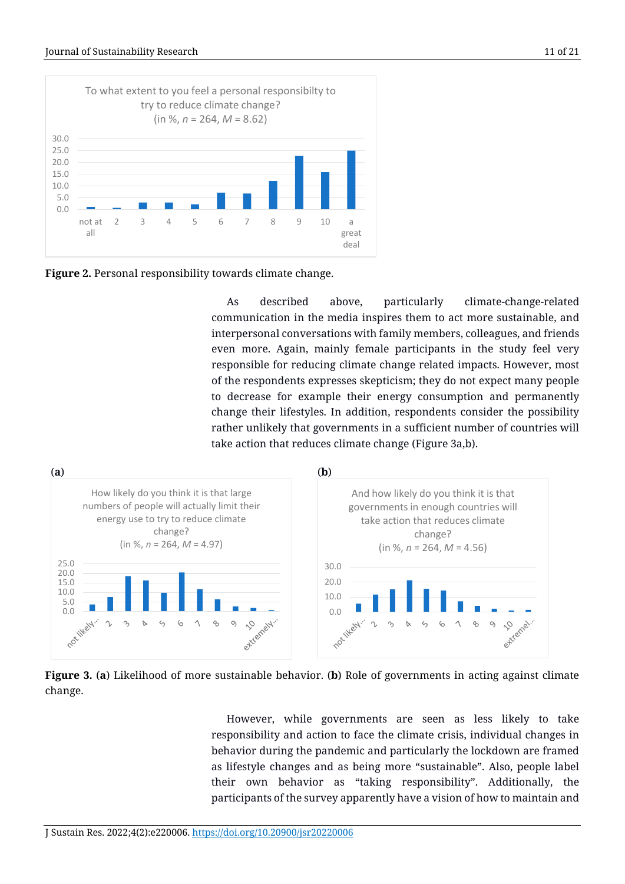**Figure 2.** Personal responsibility towards climate change.

As described above, particularly climate-change-related communication in the media inspires them to act more sustainable, and interpersonal conversations with family members, colleagues, and friends even more. Again, mainly female participants in the study feel very responsible for reducing climate change related impacts. However, most of the respondents expresses skepticism; they do not expect many people to decrease for example their energy consumption and permanently change their lifestyles. In addition, respondents consider the possibility rather unlikely that governments in a sufficient number of countries will take action that reduces climate change (Figure 3a,b).

**Figure 3.** (**a**) Likelihood of more sustainable behavior. (**b**) Role of governments in acting against climate change.

However, while governments are seen as less likely to take responsibility and action to face the climate crisis, individual changes in behavior during the pandemic and particularly the lockdown are framed as lifestyle changes and as being more "sustainable". Also, people label their own behavior as "taking responsibility". Additionally, the participants of the survey apparently have a vision of how to maintain and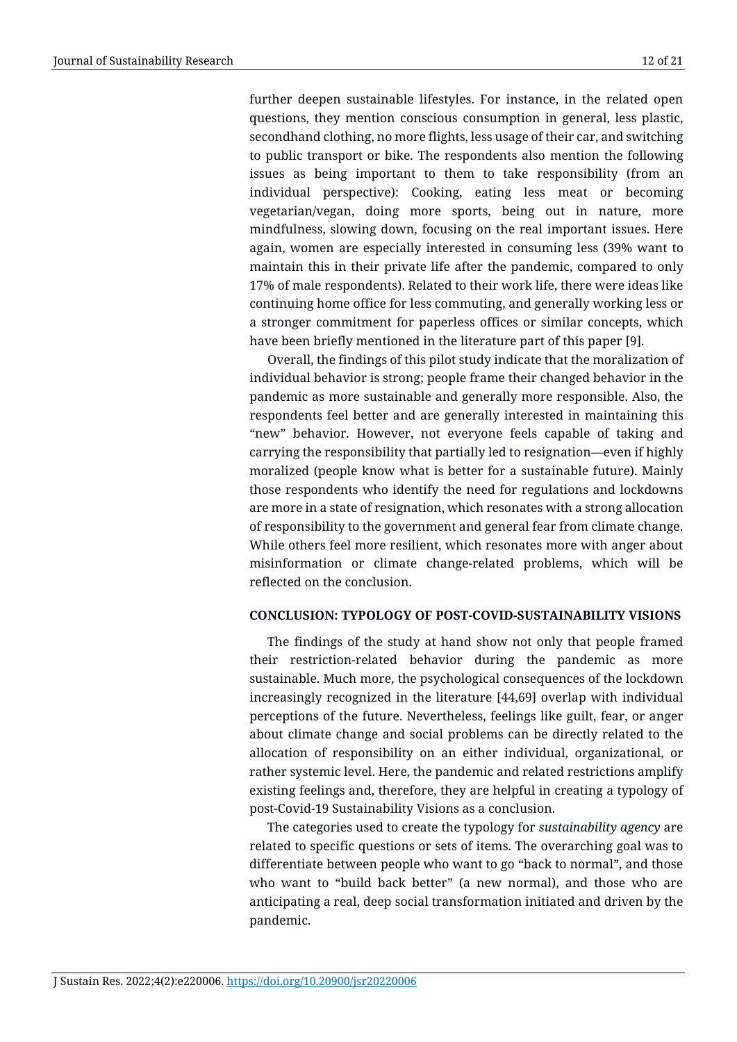further deepen sustainable lifestyles. For instance, in the related open questions, they mention conscious consumption in general, less plastic, secondhand clothing, no more flights, less usage of their car, and switching to public transport or bike. The respondents also mention the following issues as being important to them to take responsibility (from an individual perspective): Cooking, eating less meat or becoming vegetarian/vegan, doing more sports, being out in nature, more mindfulness, slowing down, focusing on the real important issues. Here again, women are especially interested in consuming less (39% want to maintain this in their private life after the pandemic, compared to only 17% of male respondents). Related to their work life, there were ideas like continuing home office for less commuting, and generally working less or a stronger commitment for paperless offices or similar concepts, which have been briefly mentioned in the literature part of this paper [9].

Overall, the findings of this pilot study indicate that the moralization of individual behavior is strong; people frame their changed behavior in the pandemic as more sustainable and generally more responsible. Also, the respondents feel better and are generally interested in maintaining this "new" behavior. However, not everyone feels capable of taking and carrying the responsibility that partially led to resignation—even if highly moralized (people know what is better for a sustainable future). Mainly those respondents who identify the need for regulations and lockdowns are more in a state of resignation, which resonates with a strong allocation of responsibility to the government and general fear from climate change. While others feel more resilient, which resonates more with anger about misinformation or climate change-related problems, which will be reflected on the conclusion.

## CONCLUSION: TYPOLOGY OF POST-COVID-SUSTAINABILITY VISIONS

The findings of the study at hand show not only that people framed their restriction-related behavior during the pandemic as more sustainable. Much more, the psychological consequences of the lockdown increasingly recognized in the literature [44,69] overlap with individual perceptions of the future. Nevertheless, feelings like guilt, fear, or anger about climate change and social problems can be directly related to the allocation of responsibility on an either individual, organizational, or rather systemic level. Here, the pandemic and related restrictions amplify existing feelings and, therefore, they are helpful in creating a typology of post-Covid-19 Sustainability Visions as a conclusion.

The categories used to create the typology for *sustainability agency* are related to specific questions or sets of items. The overarching goal was to differentiate between people who want to go "back to normal", and those who want to "build back better" (a new normal), and those who are anticipating a real, deep social transformation initiated and driven by the pandemic.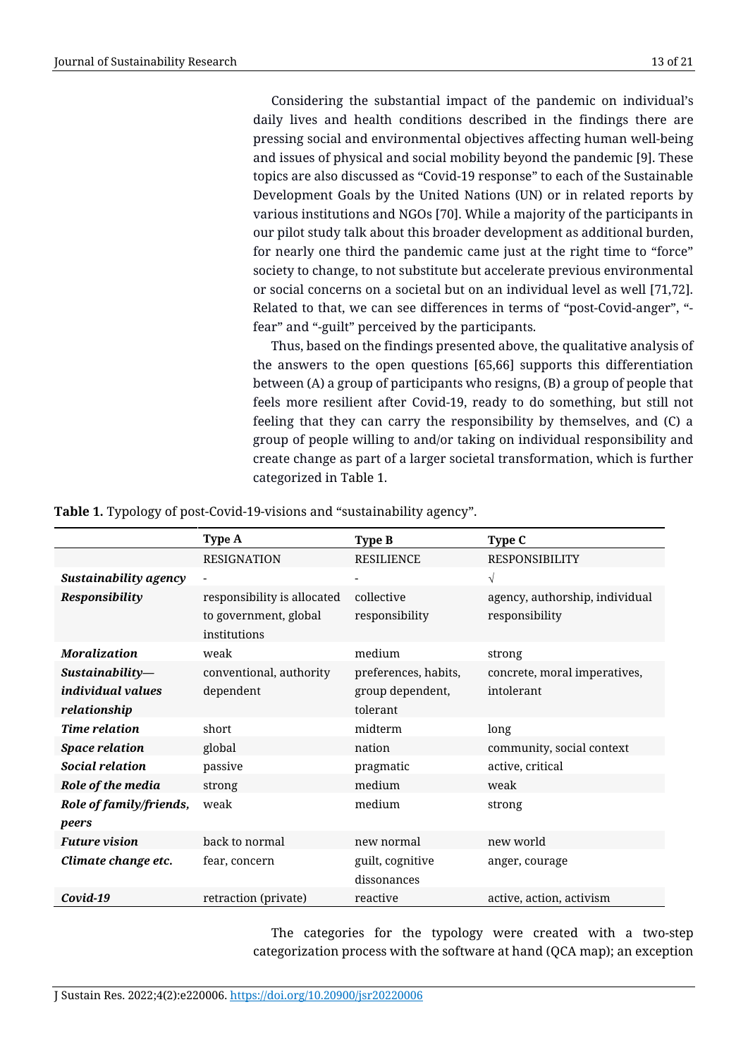Considering the substantial impact of the pandemic on individual's daily lives and health conditions described in the findings there are pressing social and environmental objectives affecting human well-being and issues of physical and social mobility beyond the pandemic [9]. These topics are also discussed as "Covid-19 response" to each of the Sustainable Development Goals by the United Nations (UN) or in related reports by various institutions and NGOs [70]. While a majority of the participants in our pilot study talk about this broader development as additional burden, for nearly one third the pandemic came just at the right time to "force" society to change, to not substitute but accelerate previous environmental or social concerns on a societal but on an individual level as well [71,72]. Related to that, we can see differences in terms of "post-Covid-anger", "-fear" and "-guilt" perceived by the participants.

Thus, based on the findings presented above, the qualitative analysis of the answers to the open questions [65,66] supports this differentiation between (A) a group of participants who resigns, (B) a group of people that feels more resilient after Covid-19, ready to do something, but still not feeling that they can carry the responsibility by themselves, and (C) a group of people willing to and/or taking on individual responsibility and create change as part of a larger societal transformation, which is further categorized in Table 1.

**Table 1.** Typology of post-Covid-19-visions and "sustainability agency".

| | **Type A** | **Type B** | **Type C** |
|---|---|---|---|
| | RESIGNATION | RESILIENCE | RESPONSIBILITY |
| ***Sustainability agency*** | - | - | √ |
| ***Responsibility*** | responsibility is allocated to government, global institutions | collective responsibility | agency, authorship, individual responsibility |
| ***Moralization*** | weak | medium | strong |
| ***Sustainability—individual values relationship*** | conventional, authority dependent | preferences, habits, group dependent, tolerant | concrete, moral imperatives, intolerant |
| ***Time relation*** | short | midterm | long |
| ***Space relation*** | global | nation | community, social context |
| ***Social relation*** | passive | pragmatic | active, critical |
| ***Role of the media*** | strong | medium | weak |
| ***Role of family/friends, peers*** | weak | medium | strong |
| ***Future vision*** | back to normal | new normal | new world |
| ***Climate change etc.*** | fear, concern | guilt, cognitive dissonances | anger, courage |
| ***Covid-19*** | retraction (private) | reactive | active, action, activism |

The categories for the typology were created with a two-step categorization process with the software at hand (QCA map); an exception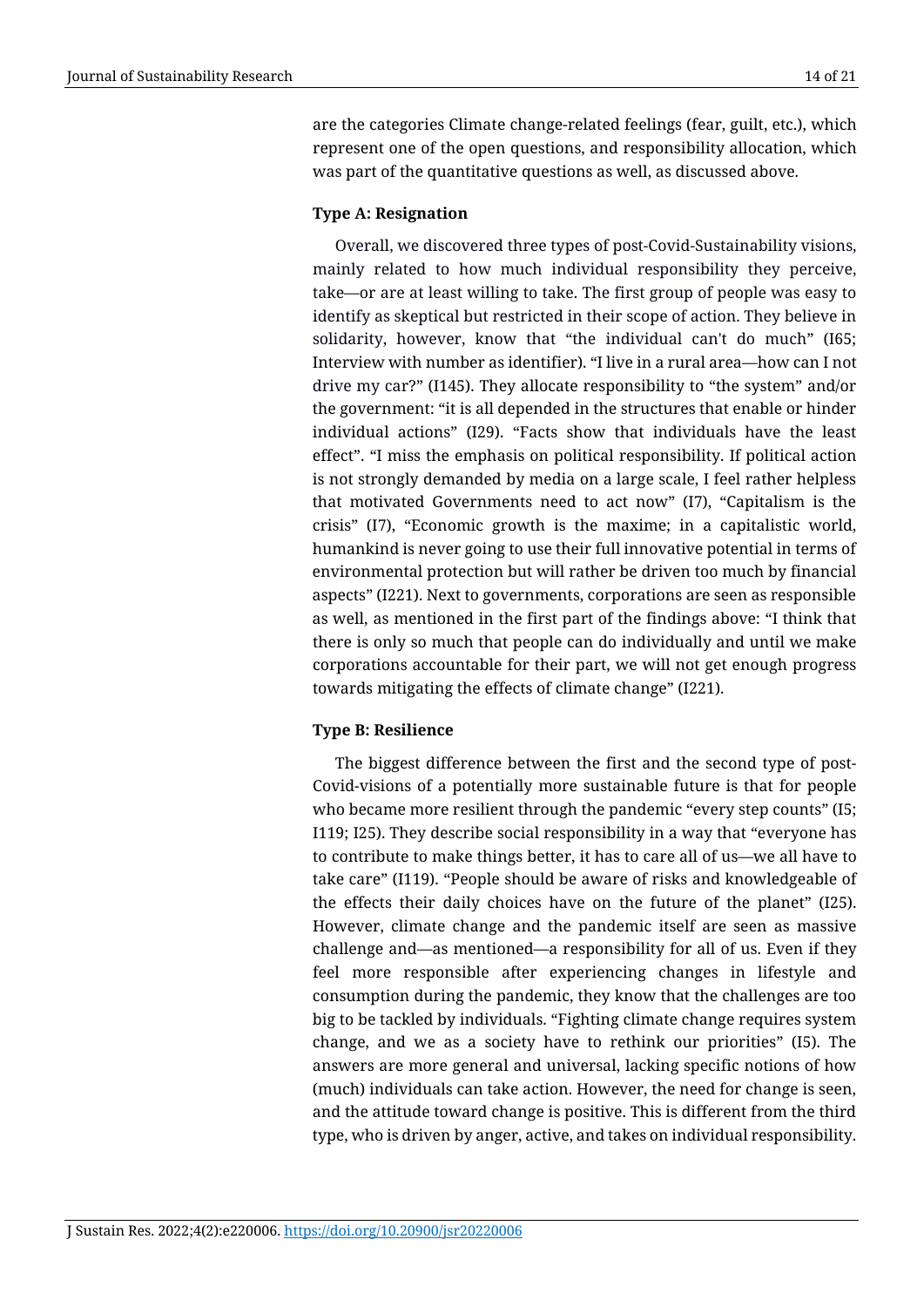are the categories Climate change-related feelings (fear, guilt, etc.), which represent one of the open questions, and responsibility allocation, which was part of the quantitative questions as well, as discussed above.

**Type A: Resignation**

Overall, we discovered three types of post-Covid-Sustainability visions, mainly related to how much individual responsibility they perceive, take—or are at least willing to take. The first group of people was easy to identify as skeptical but restricted in their scope of action. They believe in solidarity, however, know that "the individual can't do much" (I65; Interview with number as identifier). "I live in a rural area—how can I not drive my car?" (I145). They allocate responsibility to "the system" and/or the government: "it is all depended in the structures that enable or hinder individual actions" (I29). "Facts show that individuals have the least effect". "I miss the emphasis on political responsibility. If political action is not strongly demanded by media on a large scale, I feel rather helpless that motivated Governments need to act now" (I7), "Capitalism is the crisis" (I7), "Economic growth is the maxime; in a capitalistic world, humankind is never going to use their full innovative potential in terms of environmental protection but will rather be driven too much by financial aspects" (I221). Next to governments, corporations are seen as responsible as well, as mentioned in the first part of the findings above: "I think that there is only so much that people can do individually and until we make corporations accountable for their part, we will not get enough progress towards mitigating the effects of climate change" (I221).

**Type B: Resilience**

The biggest difference between the first and the second type of post-Covid-visions of a potentially more sustainable future is that for people who became more resilient through the pandemic "every step counts" (I5; I119; I25). They describe social responsibility in a way that "everyone has to contribute to make things better, it has to care all of us—we all have to take care" (I119). "People should be aware of risks and knowledgeable of the effects their daily choices have on the future of the planet" (I25). However, climate change and the pandemic itself are seen as massive challenge and—as mentioned—a responsibility for all of us. Even if they feel more responsible after experiencing changes in lifestyle and consumption during the pandemic, they know that the challenges are too big to be tackled by individuals. "Fighting climate change requires system change, and we as a society have to rethink our priorities" (I5). The answers are more general and universal, lacking specific notions of how (much) individuals can take action. However, the need for change is seen, and the attitude toward change is positive. This is different from the third type, who is driven by anger, active, and takes on individual responsibility.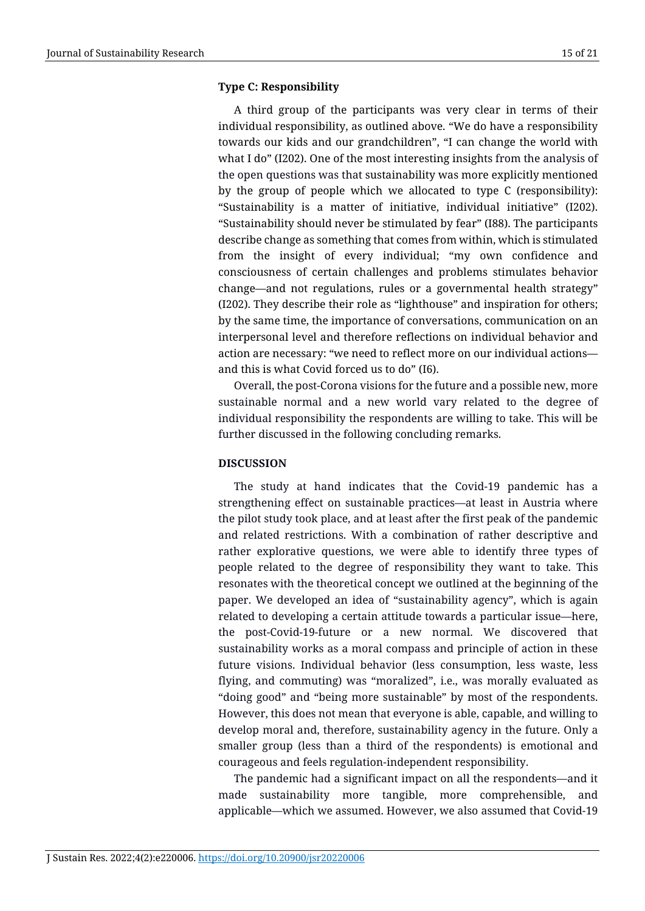**Type C: Responsibility**

A third group of the participants was very clear in terms of their individual responsibility, as outlined above. "We do have a responsibility towards our kids and our grandchildren", "I can change the world with what I do" (I202). One of the most interesting insights from the analysis of the open questions was that sustainability was more explicitly mentioned by the group of people which we allocated to type C (responsibility): "Sustainability is a matter of initiative, individual initiative" (I202). "Sustainability should never be stimulated by fear" (I88). The participants describe change as something that comes from within, which is stimulated from the insight of every individual; "my own confidence and consciousness of certain challenges and problems stimulates behavior change—and not regulations, rules or a governmental health strategy" (I202). They describe their role as "lighthouse" and inspiration for others; by the same time, the importance of conversations, communication on an interpersonal level and therefore reflections on individual behavior and action are necessary: "we need to reflect more on our individual actions—and this is what Covid forced us to do" (I6).

Overall, the post-Corona visions for the future and a possible new, more sustainable normal and a new world vary related to the degree of individual responsibility the respondents are willing to take. This will be further discussed in the following concluding remarks.

## DISCUSSION

The study at hand indicates that the Covid-19 pandemic has a strengthening effect on sustainable practices—at least in Austria where the pilot study took place, and at least after the first peak of the pandemic and related restrictions. With a combination of rather descriptive and rather explorative questions, we were able to identify three types of people related to the degree of responsibility they want to take. This resonates with the theoretical concept we outlined at the beginning of the paper. We developed an idea of "sustainability agency", which is again related to developing a certain attitude towards a particular issue—here, the post-Covid-19-future or a new normal. We discovered that sustainability works as a moral compass and principle of action in these future visions. Individual behavior (less consumption, less waste, less flying, and commuting) was "moralized", i.e., was morally evaluated as "doing good" and "being more sustainable" by most of the respondents. However, this does not mean that everyone is able, capable, and willing to develop moral and, therefore, sustainability agency in the future. Only a smaller group (less than a third of the respondents) is emotional and courageous and feels regulation-independent responsibility.

The pandemic had a significant impact on all the respondents—and it made sustainability more tangible, more comprehensible, and applicable—which we assumed. However, we also assumed that Covid-19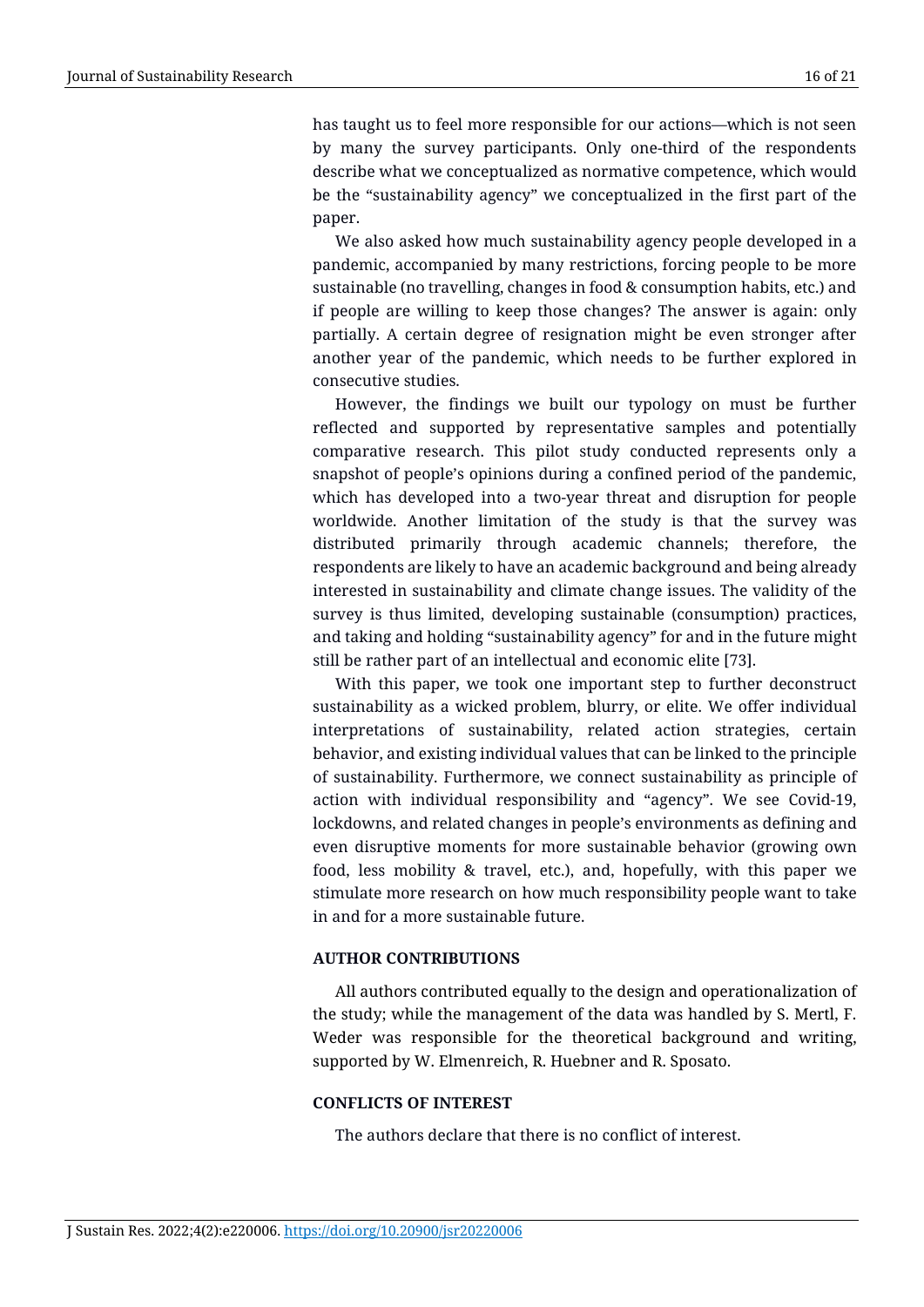has taught us to feel more responsible for our actions—which is not seen by many the survey participants. Only one-third of the respondents describe what we conceptualized as normative competence, which would be the "sustainability agency" we conceptualized in the first part of the paper.

We also asked how much sustainability agency people developed in a pandemic, accompanied by many restrictions, forcing people to be more sustainable (no travelling, changes in food & consumption habits, etc.) and if people are willing to keep those changes? The answer is again: only partially. A certain degree of resignation might be even stronger after another year of the pandemic, which needs to be further explored in consecutive studies.

However, the findings we built our typology on must be further reflected and supported by representative samples and potentially comparative research. This pilot study conducted represents only a snapshot of people's opinions during a confined period of the pandemic, which has developed into a two-year threat and disruption for people worldwide. Another limitation of the study is that the survey was distributed primarily through academic channels; therefore, the respondents are likely to have an academic background and being already interested in sustainability and climate change issues. The validity of the survey is thus limited, developing sustainable (consumption) practices, and taking and holding "sustainability agency" for and in the future might still be rather part of an intellectual and economic elite [73].

With this paper, we took one important step to further deconstruct sustainability as a wicked problem, blurry, or elite. We offer individual interpretations of sustainability, related action strategies, certain behavior, and existing individual values that can be linked to the principle of sustainability. Furthermore, we connect sustainability as principle of action with individual responsibility and "agency". We see Covid-19, lockdowns, and related changes in people's environments as defining and even disruptive moments for more sustainable behavior (growing own food, less mobility & travel, etc.), and, hopefully, with this paper we stimulate more research on how much responsibility people want to take in and for a more sustainable future.

## AUTHOR CONTRIBUTIONS

All authors contributed equally to the design and operationalization of the study; while the management of the data was handled by S. Mertl, F. Weder was responsible for the theoretical background and writing, supported by W. Elmenreich, R. Huebner and R. Sposato.

## CONFLICTS OF INTEREST

The authors declare that there is no conflict of interest.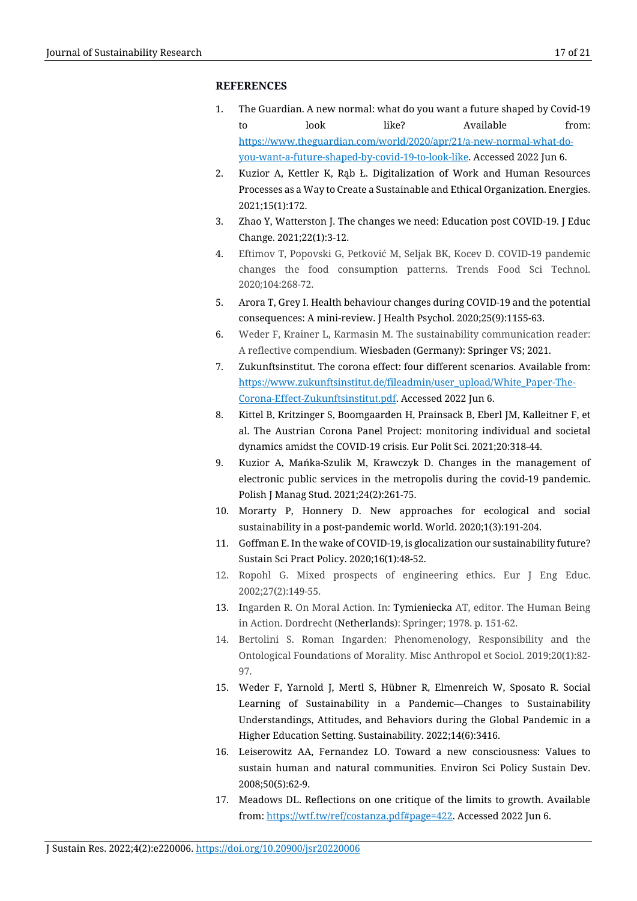**REFERENCES**

1. The Guardian. A new normal: what do you want a future shaped by Covid-19 to look like? Available from: https://www.theguardian.com/world/2020/apr/21/a-new-normal-what-do-you-want-a-future-shaped-by-covid-19-to-look-like. Accessed 2022 Jun 6.
2. Kuzior A, Kettler K, Rąb Ł. Digitalization of Work and Human Resources Processes as a Way to Create a Sustainable and Ethical Organization. Energies. 2021;15(1):172.
3. Zhao Y, Watterston J. The changes we need: Education post COVID-19. J Educ Change. 2021;22(1):3-12.
4. Eftimov T, Popovski G, Petković M, Seljak BK, Kocev D. COVID-19 pandemic changes the food consumption patterns. Trends Food Sci Technol. 2020;104:268-72.
5. Arora T, Grey I. Health behaviour changes during COVID-19 and the potential consequences: A mini-review. J Health Psychol. 2020;25(9):1155-63.
6. Weder F, Krainer L, Karmasin M. The sustainability communication reader: A reflective compendium. Wiesbaden (Germany): Springer VS; 2021.
7. Zukunftsinstitut. The corona effect: four different scenarios. Available from: https://www.zukunftsinstitut.de/fileadmin/user_upload/White_Paper-The-Corona-Effect-Zukunftsinstitut.pdf. Accessed 2022 Jun 6.
8. Kittel B, Kritzinger S, Boomgaarden H, Prainsack B, Eberl JM, Kalleitner F, et al. The Austrian Corona Panel Project: monitoring individual and societal dynamics amidst the COVID-19 crisis. Eur Polit Sci. 2021;20:318-44.
9. Kuzior A, Mańka-Szulik M, Krawczyk D. Changes in the management of electronic public services in the metropolis during the covid-19 pandemic. Polish J Manag Stud. 2021;24(2):261-75.
10. Morarty P, Honnery D. New approaches for ecological and social sustainability in a post-pandemic world. World. 2020;1(3):191-204.
11. Goffman E. In the wake of COVID-19, is glocalization our sustainability future? Sustain Sci Pract Policy. 2020;16(1):48-52.
12. Ropohl G. Mixed prospects of engineering ethics. Eur J Eng Educ. 2002;27(2):149-55.
13. Ingarden R. On Moral Action. In: Tymieniecka AT, editor. The Human Being in Action. Dordrecht (Netherlands): Springer; 1978. p. 151-62.
14. Bertolini S. Roman Ingarden: Phenomenology, Responsibility and the Ontological Foundations of Morality. Misc Anthropol et Sociol. 2019;20(1):82-97.
15. Weder F, Yarnold J, Mertl S, Hübner R, Elmenreich W, Sposato R. Social Learning of Sustainability in a Pandemic—Changes to Sustainability Understandings, Attitudes, and Behaviors during the Global Pandemic in a Higher Education Setting. Sustainability. 2022;14(6):3416.
16. Leiserowitz AA, Fernandez LO. Toward a new consciousness: Values to sustain human and natural communities. Environ Sci Policy Sustain Dev. 2008;50(5):62-9.
17. Meadows DL. Reflections on one critique of the limits to growth. Available from: https://wtf.tw/ref/costanza.pdf#page=422. Accessed 2022 Jun 6.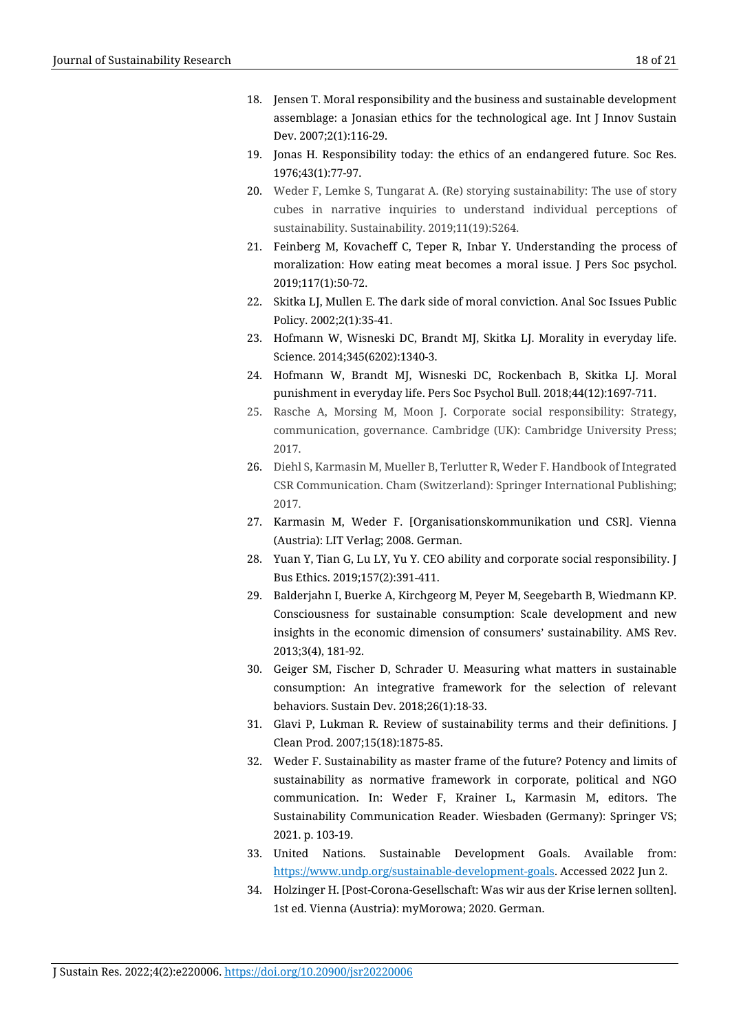18. Jensen T. Moral responsibility and the business and sustainable development assemblage: a Jonasian ethics for the technological age. Int J Innov Sustain Dev. 2007;2(1):116-29.
19. Jonas H. Responsibility today: the ethics of an endangered future. Soc Res. 1976;43(1):77-97.
20. Weder F, Lemke S, Tungarat A. (Re) storying sustainability: The use of story cubes in narrative inquiries to understand individual perceptions of sustainability. Sustainability. 2019;11(19):5264.
21. Feinberg M, Kovacheff C, Teper R, Inbar Y. Understanding the process of moralization: How eating meat becomes a moral issue. J Pers Soc psychol. 2019;117(1):50-72.
22. Skitka LJ, Mullen E. The dark side of moral conviction. Anal Soc Issues Public Policy. 2002;2(1):35-41.
23. Hofmann W, Wisneski DC, Brandt MJ, Skitka LJ. Morality in everyday life. Science. 2014;345(6202):1340-3.
24. Hofmann W, Brandt MJ, Wisneski DC, Rockenbach B, Skitka LJ. Moral punishment in everyday life. Pers Soc Psychol Bull. 2018;44(12):1697-711.
25. Rasche A, Morsing M, Moon J. Corporate social responsibility: Strategy, communication, governance. Cambridge (UK): Cambridge University Press; 2017.
26. Diehl S, Karmasin M, Mueller B, Terlutter R, Weder F. Handbook of Integrated CSR Communication. Cham (Switzerland): Springer International Publishing; 2017.
27. Karmasin M, Weder F. [Organisationskommunikation und CSR]. Vienna (Austria): LIT Verlag; 2008. German.
28. Yuan Y, Tian G, Lu LY, Yu Y. CEO ability and corporate social responsibility. J Bus Ethics. 2019;157(2):391-411.
29. Balderjahn I, Buerke A, Kirchgeorg M, Peyer M, Seegebarth B, Wiedmann KP. Consciousness for sustainable consumption: Scale development and new insights in the economic dimension of consumers' sustainability. AMS Rev. 2013;3(4), 181-92.
30. Geiger SM, Fischer D, Schrader U. Measuring what matters in sustainable consumption: An integrative framework for the selection of relevant behaviors. Sustain Dev. 2018;26(1):18-33.
31. Glavi P, Lukman R. Review of sustainability terms and their definitions. J Clean Prod. 2007;15(18):1875-85.
32. Weder F. Sustainability as master frame of the future? Potency and limits of sustainability as normative framework in corporate, political and NGO communication. In: Weder F, Krainer L, Karmasin M, editors. The Sustainability Communication Reader. Wiesbaden (Germany): Springer VS; 2021. p. 103-19.
33. United Nations. Sustainable Development Goals. Available from: https://www.undp.org/sustainable-development-goals. Accessed 2022 Jun 2.
34. Holzinger H. [Post-Corona-Gesellschaft: Was wir aus der Krise lernen sollten]. 1st ed. Vienna (Austria): myMorowa; 2020. German.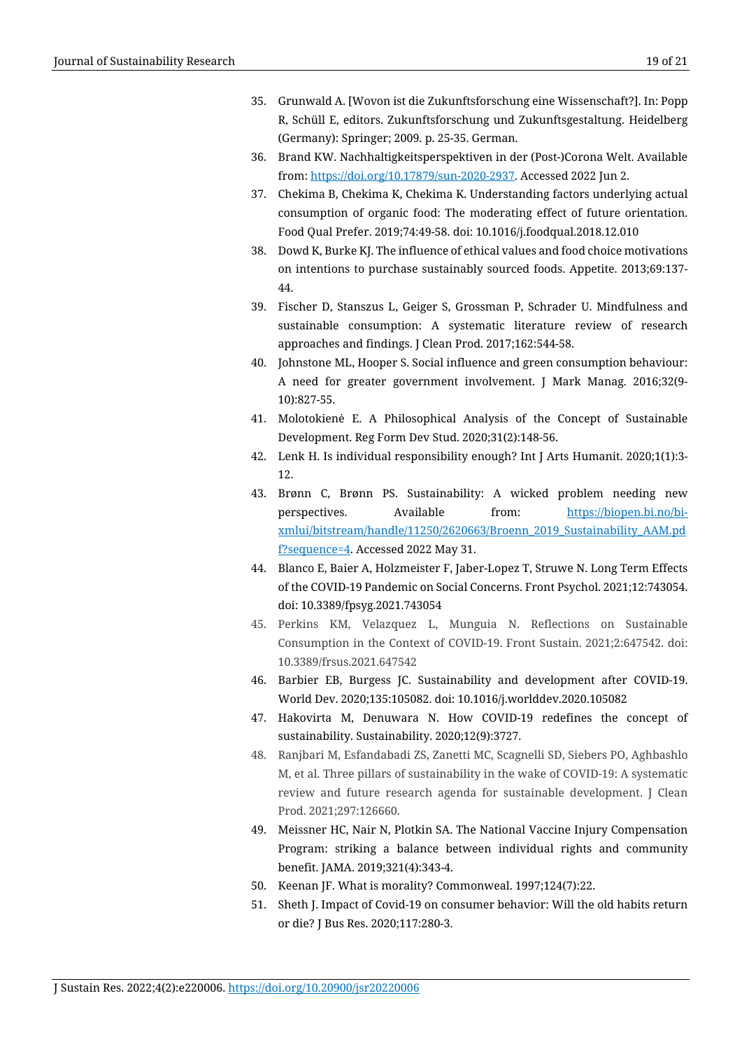35. Grunwald A. [Wovon ist die Zukunftsforschung eine Wissenschaft?]. In: Popp R, Schüll E, editors. Zukunftsforschung und Zukunftsgestaltung. Heidelberg (Germany): Springer; 2009. p. 25-35. German.
36. Brand KW. Nachhaltigkeitsperspektiven in der (Post-)Corona Welt. Available from: https://doi.org/10.17879/sun-2020-2937. Accessed 2022 Jun 2.
37. Chekima B, Chekima K, Chekima K. Understanding factors underlying actual consumption of organic food: The moderating effect of future orientation. Food Qual Prefer. 2019;74:49-58. doi: 10.1016/j.foodqual.2018.12.010
38. Dowd K, Burke KJ. The influence of ethical values and food choice motivations on intentions to purchase sustainably sourced foods. Appetite. 2013;69:137-44.
39. Fischer D, Stanszus L, Geiger S, Grossman P, Schrader U. Mindfulness and sustainable consumption: A systematic literature review of research approaches and findings. J Clean Prod. 2017;162:544-58.
40. Johnstone ML, Hooper S. Social influence and green consumption behaviour: A need for greater government involvement. J Mark Manag. 2016;32(9-10):827-55.
41. Molotokienė E. A Philosophical Analysis of the Concept of Sustainable Development. Reg Form Dev Stud. 2020;31(2):148-56.
42. Lenk H. Is individual responsibility enough? Int J Arts Humanit. 2020;1(1):3-12.
43. Brønn C, Brønn PS. Sustainability: A wicked problem needing new perspectives. Available from: https://biopen.bi.no/bi-xmlui/bitstream/handle/11250/2620663/Broenn_2019_Sustainability_AAM.pdf?sequence=4. Accessed 2022 May 31.
44. Blanco E, Baier A, Holzmeister F, Jaber-Lopez T, Struwe N. Long Term Effects of the COVID-19 Pandemic on Social Concerns. Front Psychol. 2021;12:743054. doi: 10.3389/fpsyg.2021.743054
45. Perkins KM, Velazquez L, Munguia N. Reflections on Sustainable Consumption in the Context of COVID-19. Front Sustain. 2021;2:647542. doi: 10.3389/frsus.2021.647542
46. Barbier EB, Burgess JC. Sustainability and development after COVID-19. World Dev. 2020;135:105082. doi: 10.1016/j.worlddev.2020.105082
47. Hakovirta M, Denuwara N. How COVID-19 redefines the concept of sustainability. Sustainability. 2020;12(9):3727.
48. Ranjbari M, Esfandabadi ZS, Zanetti MC, Scagnelli SD, Siebers PO, Aghbashlo M, et al. Three pillars of sustainability in the wake of COVID-19: A systematic review and future research agenda for sustainable development. J Clean Prod. 2021;297:126660.
49. Meissner HC, Nair N, Plotkin SA. The National Vaccine Injury Compensation Program: striking a balance between individual rights and community benefit. JAMA. 2019;321(4):343-4.
50. Keenan JF. What is morality? Commonweal. 1997;124(7):22.
51. Sheth J. Impact of Covid-19 on consumer behavior: Will the old habits return or die? J Bus Res. 2020;117:280-3.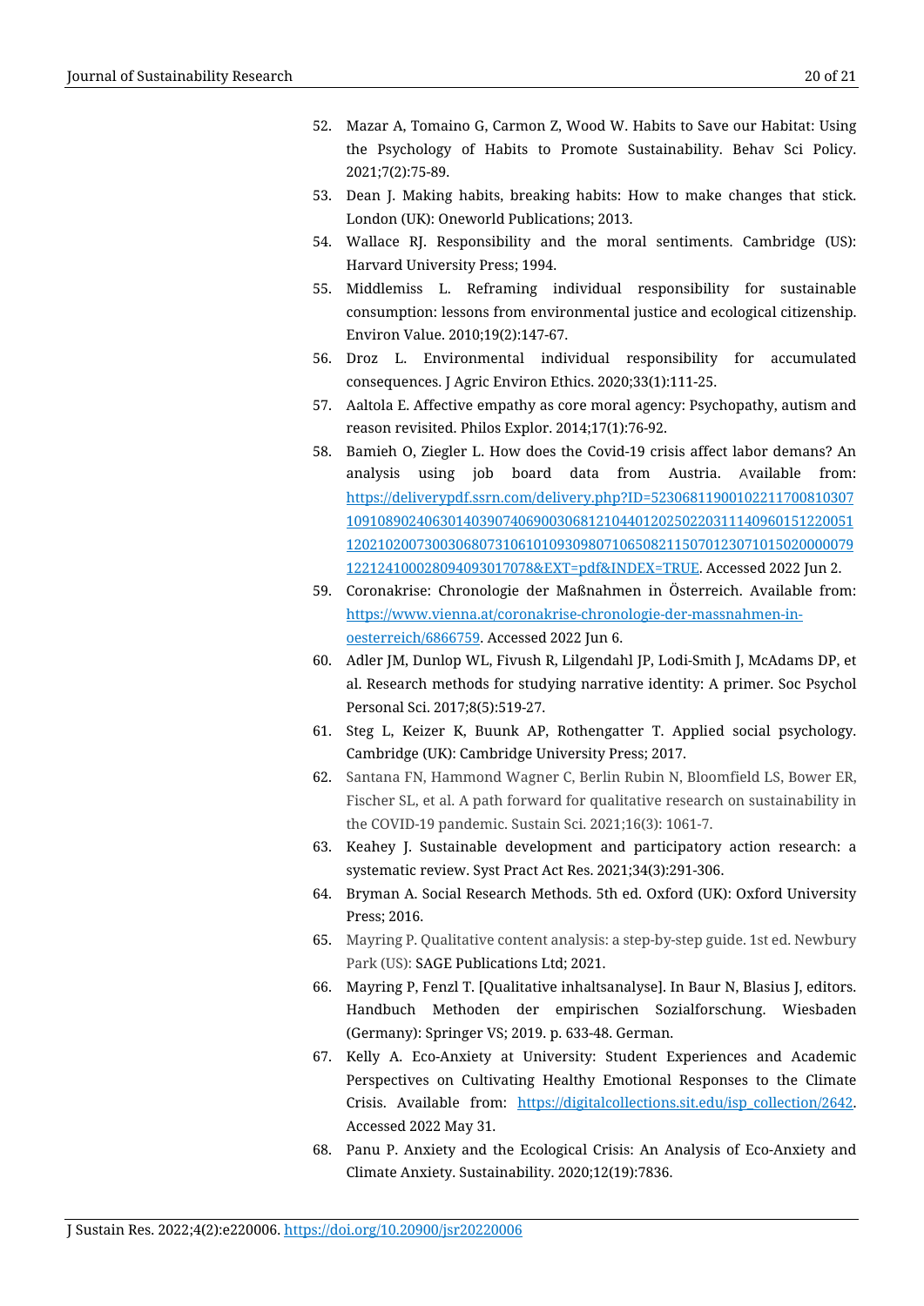52. Mazar A, Tomaino G, Carmon Z, Wood W. Habits to Save our Habitat: Using the Psychology of Habits to Promote Sustainability. Behav Sci Policy. 2021;7(2):75-89.
53. Dean J. Making habits, breaking habits: How to make changes that stick. London (UK): Oneworld Publications; 2013.
54. Wallace RJ. Responsibility and the moral sentiments. Cambridge (US): Harvard University Press; 1994.
55. Middlemiss L. Reframing individual responsibility for sustainable consumption: lessons from environmental justice and ecological citizenship. Environ Value. 2010;19(2):147-67.
56. Droz L. Environmental individual responsibility for accumulated consequences. J Agric Environ Ethics. 2020;33(1):111-25.
57. Aaltola E. Affective empathy as core moral agency: Psychopathy, autism and reason revisited. Philos Explor. 2014;17(1):76-92.
58. Bamieh O, Ziegler L. How does the Covid-19 crisis affect labor demans? An analysis using job board data from Austria. Available from: [https://deliverypdf.ssrn.com/delivery.php?ID=523068119001022117008103071091089024063014039074069003068121044012025022031114096015122005112021020073003068073106101093098071065082115070123071015020000079122124100028094093017078&EXT=pdf&INDEX=TRUE](https://deliverypdf.ssrn.com/delivery.php?ID=523068119001022117008103071091089024063014039074069003068121044012025022031114096015122005112021020073003068073106101093098071065082115070123071015020000079122124100028094093017078&EXT=pdf&INDEX=TRUE). Accessed 2022 Jun 2.
59. Coronakrise: Chronologie der Maßnahmen in Österreich. Available from: [https://www.vienna.at/coronakrise-chronologie-der-massnahmen-in-oesterreich/6866759](https://www.vienna.at/coronakrise-chronologie-der-massnahmen-in-oesterreich/6866759). Accessed 2022 Jun 6.
60. Adler JM, Dunlop WL, Fivush R, Lilgendahl JP, Lodi-Smith J, McAdams DP, et al. Research methods for studying narrative identity: A primer. Soc Psychol Personal Sci. 2017;8(5):519-27.
61. Steg L, Keizer K, Buunk AP, Rothengatter T. Applied social psychology. Cambridge (UK): Cambridge University Press; 2017.
62. Santana FN, Hammond Wagner C, Berlin Rubin N, Bloomfield LS, Bower ER, Fischer SL, et al. A path forward for qualitative research on sustainability in the COVID-19 pandemic. Sustain Sci. 2021;16(3): 1061-7.
63. Keahey J. Sustainable development and participatory action research: a systematic review. Syst Pract Act Res. 2021;34(3):291-306.
64. Bryman A. Social Research Methods. 5th ed. Oxford (UK): Oxford University Press; 2016.
65. Mayring P. Qualitative content analysis: a step-by-step guide. 1st ed. Newbury Park (US): SAGE Publications Ltd; 2021.
66. Mayring P, Fenzl T. [Qualitative inhaltsanalyse]. In Baur N, Blasius J, editors. Handbuch Methoden der empirischen Sozialforschung. Wiesbaden (Germany): Springer VS; 2019. p. 633-48. German.
67. Kelly A. Eco-Anxiety at University: Student Experiences and Academic Perspectives on Cultivating Healthy Emotional Responses to the Climate Crisis. Available from: [https://digitalcollections.sit.edu/isp_collection/2642](https://digitalcollections.sit.edu/isp_collection/2642). Accessed 2022 May 31.
68. Panu P. Anxiety and the Ecological Crisis: An Analysis of Eco-Anxiety and Climate Anxiety. Sustainability. 2020;12(19):7836.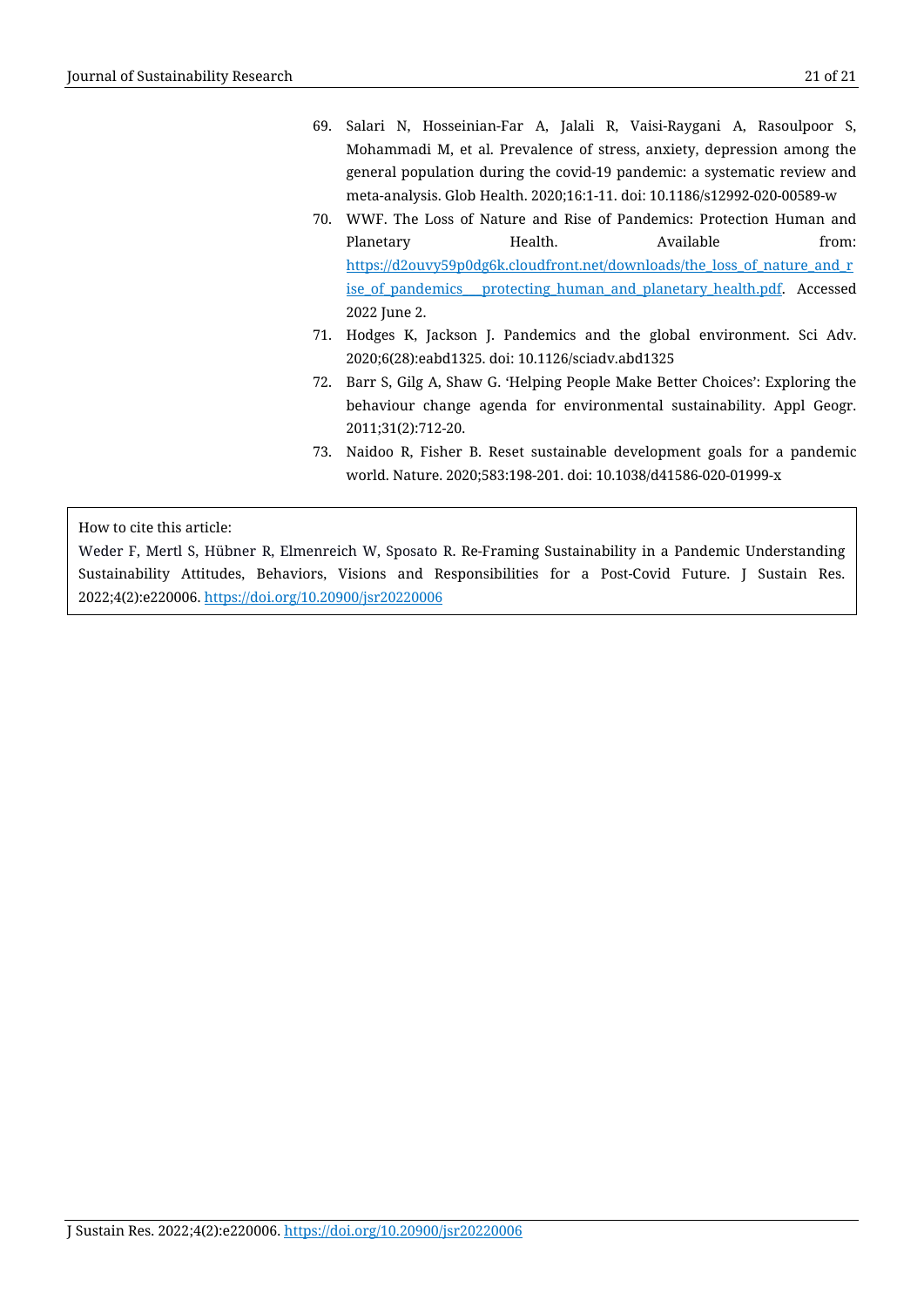69. Salari N, Hosseinian-Far A, Jalali R, Vaisi-Raygani A, Rasoulpoor S, Mohammadi M, et al. Prevalence of stress, anxiety, depression among the general population during the covid-19 pandemic: a systematic review and meta-analysis. Glob Health. 2020;16:1-11. doi: 10.1186/s12992-020-00589-w
70. WWF. The Loss of Nature and Rise of Pandemics: Protection Human and Planetary Health. Available from: https://d2ouvy59p0dg6k.cloudfront.net/downloads/the_loss_of_nature_and_rise_of_pandemics___protecting_human_and_planetary_health.pdf. Accessed 2022 June 2.
71. Hodges K, Jackson J. Pandemics and the global environment. Sci Adv. 2020;6(28):eabd1325. doi: 10.1126/sciadv.abd1325
72. Barr S, Gilg A, Shaw G. 'Helping People Make Better Choices': Exploring the behaviour change agenda for environmental sustainability. Appl Geogr. 2011;31(2):712-20.
73. Naidoo R, Fisher B. Reset sustainable development goals for a pandemic world. Nature. 2020;583:198-201. doi: 10.1038/d41586-020-01999-x

How to cite this article:

Weder F, Mertl S, Hübner R, Elmenreich W, Sposato R. Re-Framing Sustainability in a Pandemic Understanding Sustainability Attitudes, Behaviors, Visions and Responsibilities for a Post-Covid Future. J Sustain Res. 2022;4(2):e220006. https://doi.org/10.20900/jsr20220006